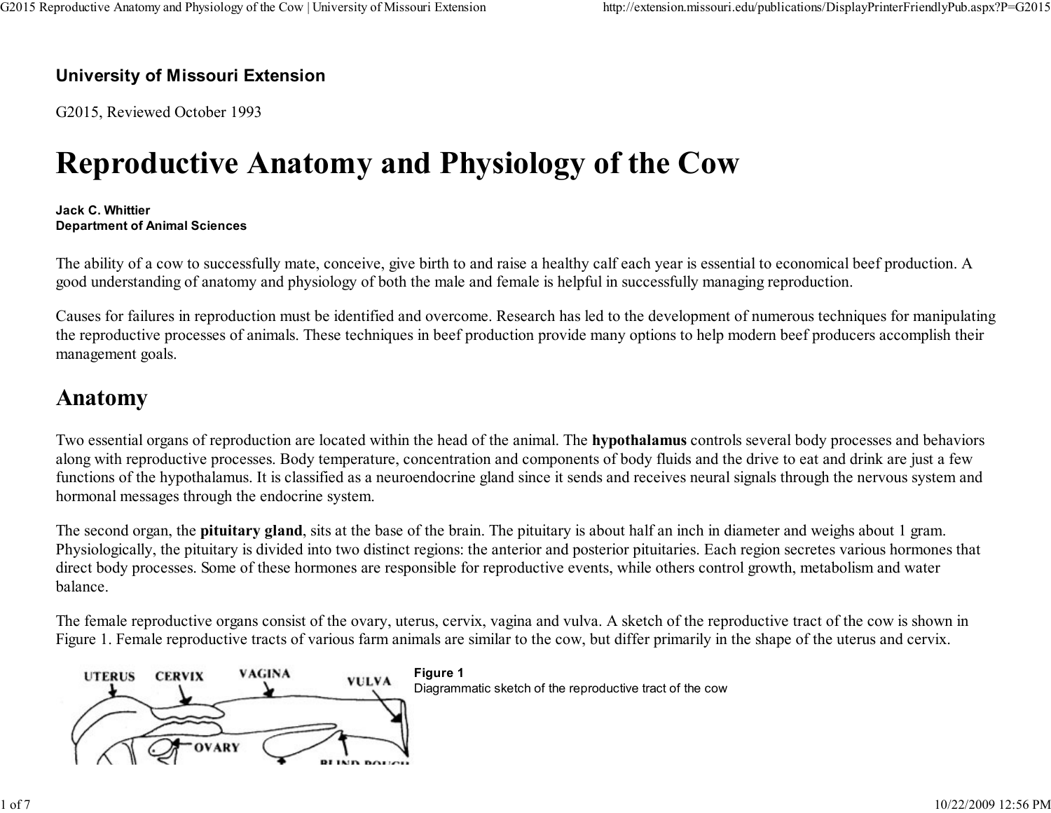**University of Missouri Extension**

G2015, Reviewed October 1993

# Reproductive Anatomy and Physiology of the Cow

**Jack C. Whittier**
**Department of Animal Sciences**

The ability of a cow to successfully mate, conceive, give birth to and raise a healthy calf each year is essential to economical beef production. A good understanding of anatomy and physiology of both the male and female is helpful in successfully managing reproduction.

Causes for failures in reproduction must be identified and overcome. Research has led to the development of numerous techniques for manipulating the reproductive processes of animals. These techniques in beef production provide many options to help modern beef producers accomplish their management goals.

## Anatomy

Two essential organs of reproduction are located within the head of the animal. The **hypothalamus** controls several body processes and behaviors along with reproductive processes. Body temperature, concentration and components of body fluids and the drive to eat and drink are just a few functions of the hypothalamus. It is classified as a neuroendocrine gland since it sends and receives neural signals through the nervous system and hormonal messages through the endocrine system.

The second organ, the **pituitary gland**, sits at the base of the brain. The pituitary is about half an inch in diameter and weighs about 1 gram. Physiologically, the pituitary is divided into two distinct regions: the anterior and posterior pituitaries. Each region secretes various hormones that direct body processes. Some of these hormones are responsible for reproductive events, while others control growth, metabolism and water balance.

The female reproductive organs consist of the ovary, uterus, cervix, vagina and vulva. A sketch of the reproductive tract of the cow is shown in Figure 1. Female reproductive tracts of various farm animals are similar to the cow, but differ primarily in the shape of the uterus and cervix.

UTERUS
CERVIX
VAGINA
VULVA
OVARY
BLIND POUCH

**Figure 1**
Diagrammatic sketch of the reproductive tract of the cow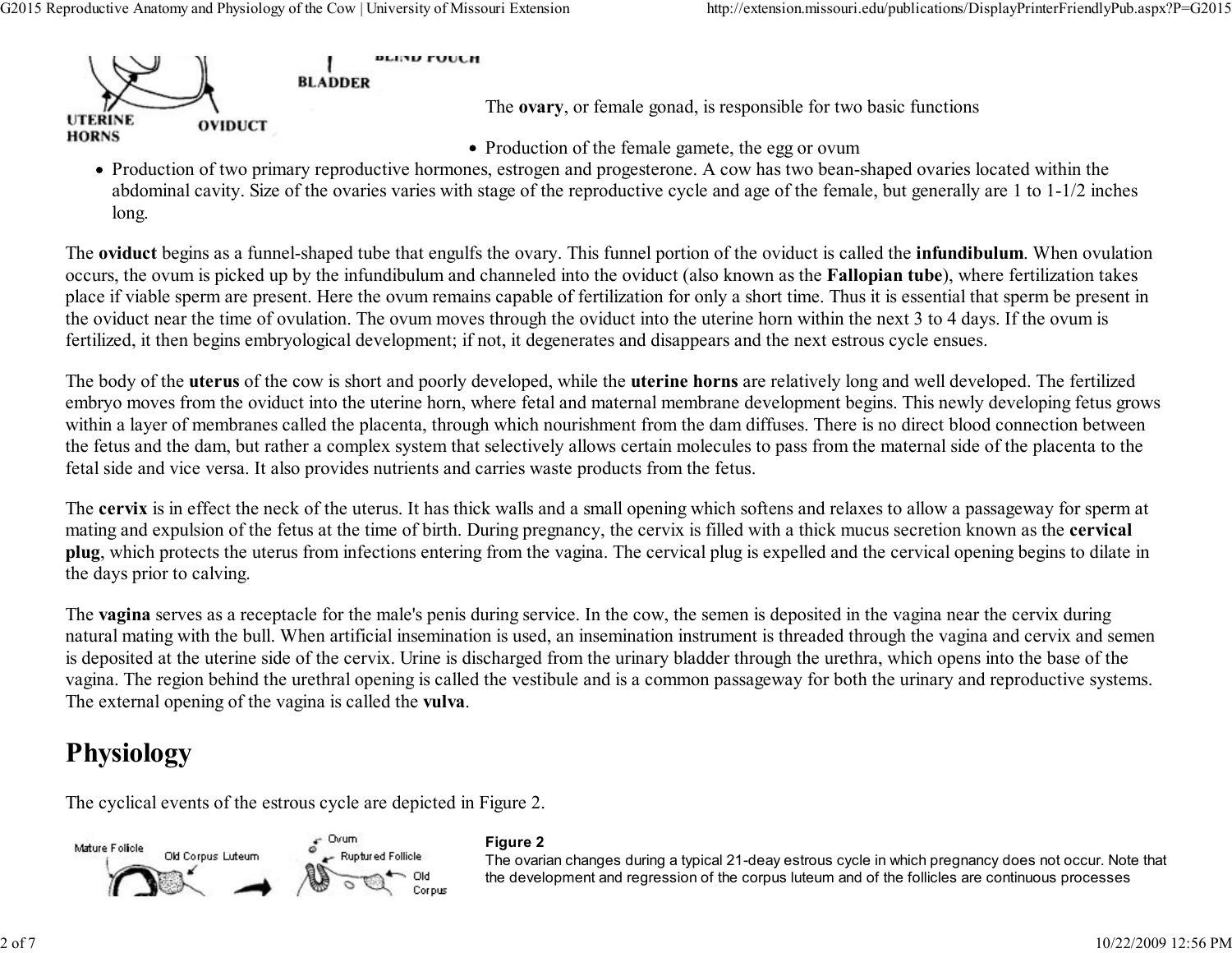The **ovary**, or female gonad, is responsible for two basic functions

- Production of the female gamete, the egg or ovum
- Production of two primary reproductive hormones, estrogen and progesterone. A cow has two bean-shaped ovaries located within the abdominal cavity. Size of the ovaries varies with stage of the reproductive cycle and age of the female, but generally are 1 to 1-1/2 inches long.

The **oviduct** begins as a funnel-shaped tube that engulfs the ovary. This funnel portion of the oviduct is called the **infundibulum**. When ovulation occurs, the ovum is picked up by the infundibulum and channeled into the oviduct (also known as the **Fallopian tube**), where fertilization takes place if viable sperm are present. Here the ovum remains capable of fertilization for only a short time. Thus it is essential that sperm be present in the oviduct near the time of ovulation. The ovum moves through the oviduct into the uterine horn within the next 3 to 4 days. If the ovum is fertilized, it then begins embryological development; if not, it degenerates and disappears and the next estrous cycle ensues.

The body of the **uterus** of the cow is short and poorly developed, while the **uterine horns** are relatively long and well developed. The fertilized embryo moves from the oviduct into the uterine horn, where fetal and maternal membrane development begins. This newly developing fetus grows within a layer of membranes called the placenta, through which nourishment from the dam diffuses. There is no direct blood connection between the fetus and the dam, but rather a complex system that selectively allows certain molecules to pass from the maternal side of the placenta to the fetal side and vice versa. It also provides nutrients and carries waste products from the fetus.

The **cervix** is in effect the neck of the uterus. It has thick walls and a small opening which softens and relaxes to allow a passageway for sperm at mating and expulsion of the fetus at the time of birth. During pregnancy, the cervix is filled with a thick mucus secretion known as the **cervical plug**, which protects the uterus from infections entering from the vagina. The cervical plug is expelled and the cervical opening begins to dilate in the days prior to calving.

The **vagina** serves as a receptacle for the male's penis during service. In the cow, the semen is deposited in the vagina near the cervix during natural mating with the bull. When artificial insemination is used, an insemination instrument is threaded through the vagina and cervix and semen is deposited at the uterine side of the cervix. Urine is discharged from the urinary bladder through the urethra, which opens into the base of the vagina. The region behind the urethral opening is called the vestibule and is a common passageway for both the urinary and reproductive systems. The external opening of the vagina is called the **vulva**.

## Physiology

The cyclical events of the estrous cycle are depicted in Figure 2.

**Figure 2**
The ovarian changes during a typical 21-deay estrous cycle in which pregnancy does not occur. Note that the development and regression of the corpus luteum and of the follicles are continuous processes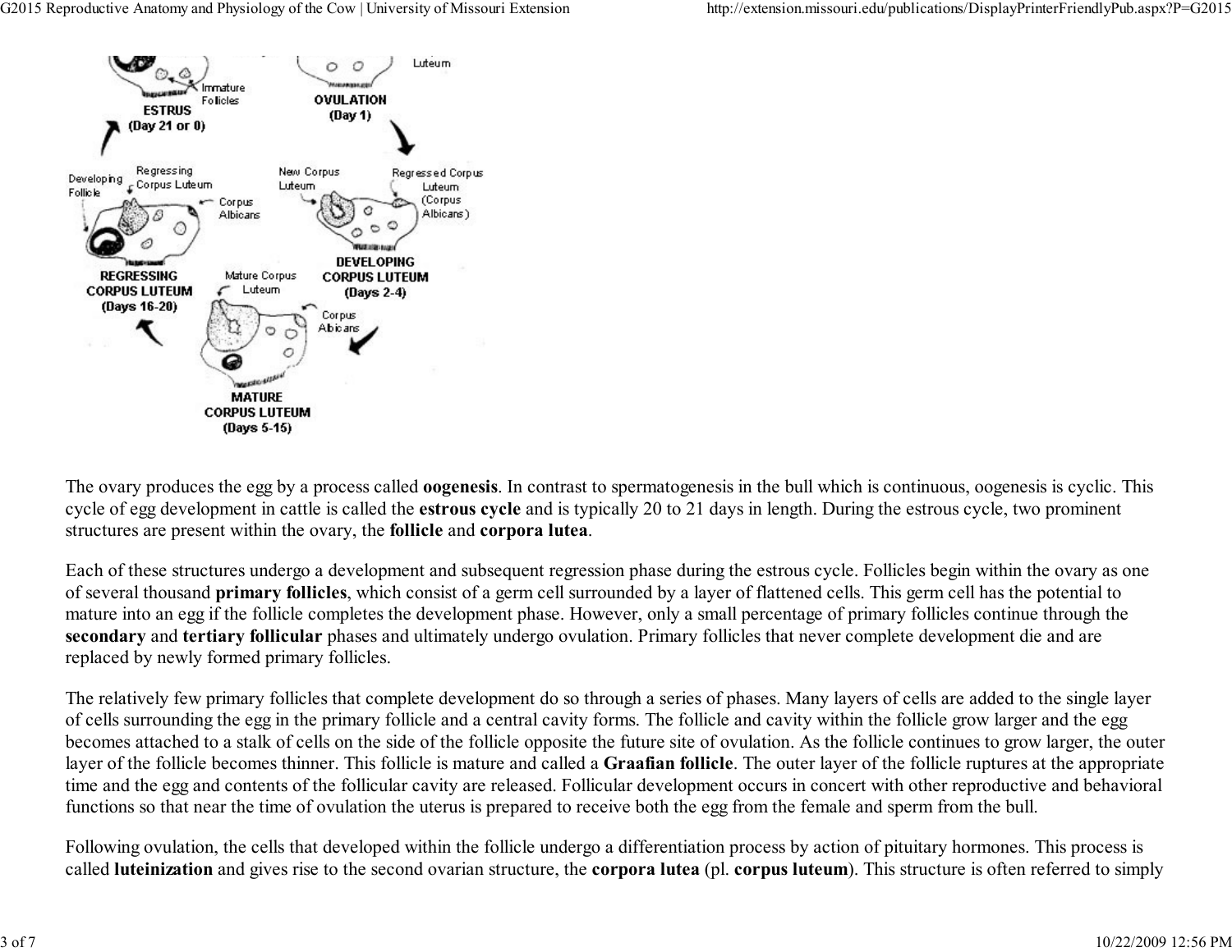Luteum

Immature Follicles

ESTRUS (Day 21 or 0)

OVULATION (Day 1)

Developing Follicle

Regressing Corpus Luteum

Corpus Albicans

New Corpus Luteum

Regressed Corpus Luteum (Corpus Albicans)

REGRESSING CORPUS LUTEUM (Days 16-20)

DEVELOPING CORPUS LUTEUM (Days 2-4)

Mature Corpus Luteum

Corpus Albicans

MATURE CORPUS LUTEUM (Days 5-15)

The ovary produces the egg by a process called **oogenesis**. In contrast to spermatogenesis in the bull which is continuous, oogenesis is cyclic. This cycle of egg development in cattle is called the **estrous cycle** and is typically 20 to 21 days in length. During the estrous cycle, two prominent structures are present within the ovary, the **follicle** and **corpora lutea**.

Each of these structures undergo a development and subsequent regression phase during the estrous cycle. Follicles begin within the ovary as one of several thousand **primary follicles**, which consist of a germ cell surrounded by a layer of flattened cells. This germ cell has the potential to mature into an egg if the follicle completes the development phase. However, only a small percentage of primary follicles continue through the **secondary** and **tertiary follicular** phases and ultimately undergo ovulation. Primary follicles that never complete development die and are replaced by newly formed primary follicles.

The relatively few primary follicles that complete development do so through a series of phases. Many layers of cells are added to the single layer of cells surrounding the egg in the primary follicle and a central cavity forms. The follicle and cavity within the follicle grow larger and the egg becomes attached to a stalk of cells on the side of the follicle opposite the future site of ovulation. As the follicle continues to grow larger, the outer layer of the follicle becomes thinner. This follicle is mature and called a **Graafian follicle**. The outer layer of the follicle ruptures at the appropriate time and the egg and contents of the follicular cavity are released. Follicular development occurs in concert with other reproductive and behavioral functions so that near the time of ovulation the uterus is prepared to receive both the egg from the female and sperm from the bull.

Following ovulation, the cells that developed within the follicle undergo a differentiation process by action of pituitary hormones. This process is called **luteinization** and gives rise to the second ovarian structure, the **corpora lutea** (pl. **corpus luteum**). This structure is often referred to simply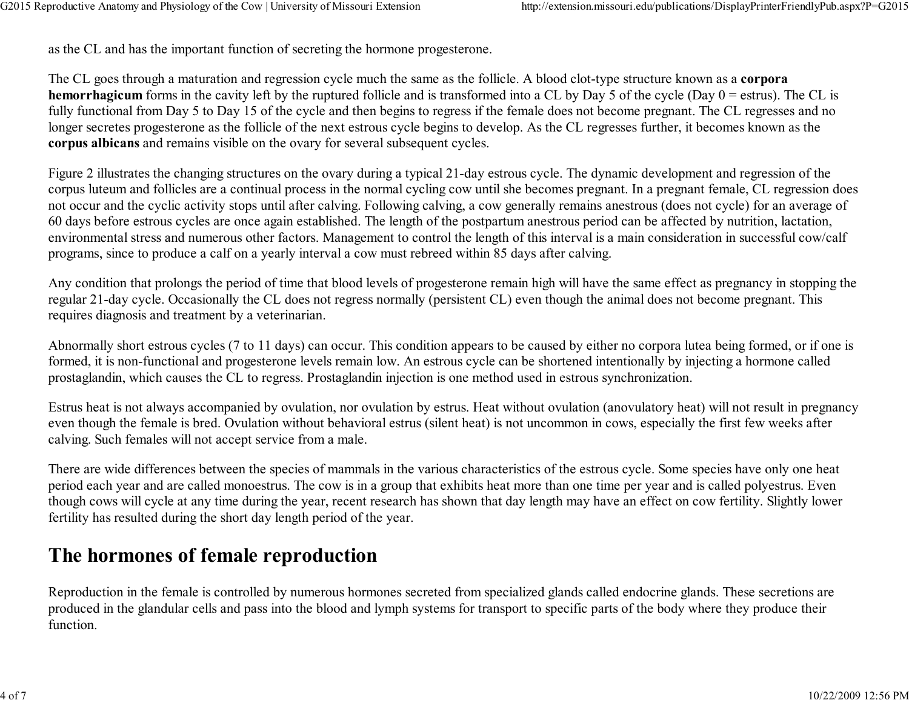as the CL and has the important function of secreting the hormone progesterone.

The CL goes through a maturation and regression cycle much the same as the follicle. A blood clot-type structure known as a **corpora hemorrhagicum** forms in the cavity left by the ruptured follicle and is transformed into a CL by Day 5 of the cycle (Day 0 = estrus). The CL is fully functional from Day 5 to Day 15 of the cycle and then begins to regress if the female does not become pregnant. The CL regresses and no longer secretes progesterone as the follicle of the next estrous cycle begins to develop. As the CL regresses further, it becomes known as the **corpus albicans** and remains visible on the ovary for several subsequent cycles.

Figure 2 illustrates the changing structures on the ovary during a typical 21-day estrous cycle. The dynamic development and regression of the corpus luteum and follicles are a continual process in the normal cycling cow until she becomes pregnant. In a pregnant female, CL regression does not occur and the cyclic activity stops until after calving. Following calving, a cow generally remains anestrous (does not cycle) for an average of 60 days before estrous cycles are once again established. The length of the postpartum anestrous period can be affected by nutrition, lactation, environmental stress and numerous other factors. Management to control the length of this interval is a main consideration in successful cow/calf programs, since to produce a calf on a yearly interval a cow must rebreed within 85 days after calving.

Any condition that prolongs the period of time that blood levels of progesterone remain high will have the same effect as pregnancy in stopping the regular 21-day cycle. Occasionally the CL does not regress normally (persistent CL) even though the animal does not become pregnant. This requires diagnosis and treatment by a veterinarian.

Abnormally short estrous cycles (7 to 11 days) can occur. This condition appears to be caused by either no corpora lutea being formed, or if one is formed, it is non-functional and progesterone levels remain low. An estrous cycle can be shortened intentionally by injecting a hormone called prostaglandin, which causes the CL to regress. Prostaglandin injection is one method used in estrous synchronization.

Estrus heat is not always accompanied by ovulation, nor ovulation by estrus. Heat without ovulation (anovulatory heat) will not result in pregnancy even though the female is bred. Ovulation without behavioral estrus (silent heat) is not uncommon in cows, especially the first few weeks after calving. Such females will not accept service from a male.

There are wide differences between the species of mammals in the various characteristics of the estrous cycle. Some species have only one heat period each year and are called monoestrus. The cow is in a group that exhibits heat more than one time per year and is called polyestrus. Even though cows will cycle at any time during the year, recent research has shown that day length may have an effect on cow fertility. Slightly lower fertility has resulted during the short day length period of the year.

## The hormones of female reproduction

Reproduction in the female is controlled by numerous hormones secreted from specialized glands called endocrine glands. These secretions are produced in the glandular cells and pass into the blood and lymph systems for transport to specific parts of the body where they produce their function.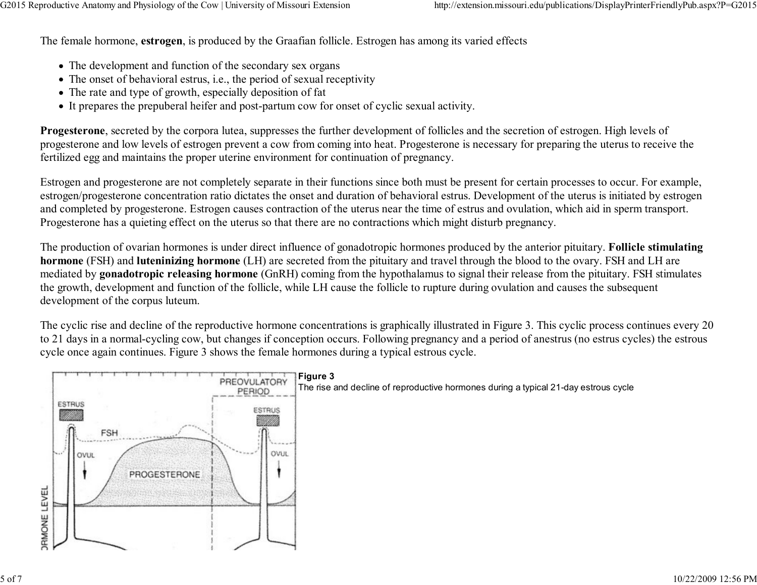The female hormone, **estrogen**, is produced by the Graafian follicle. Estrogen has among its varied effects

- The development and function of the secondary sex organs
- The onset of behavioral estrus, i.e., the period of sexual receptivity
- The rate and type of growth, especially deposition of fat
- It prepares the prepuberal heifer and post-partum cow for onset of cyclic sexual activity.

**Progesterone**, secreted by the corpora lutea, suppresses the further development of follicles and the secretion of estrogen. High levels of progesterone and low levels of estrogen prevent a cow from coming into heat. Progesterone is necessary for preparing the uterus to receive the fertilized egg and maintains the proper uterine environment for continuation of pregnancy.

Estrogen and progesterone are not completely separate in their functions since both must be present for certain processes to occur. For example, estrogen/progesterone concentration ratio dictates the onset and duration of behavioral estrus. Development of the uterus is initiated by estrogen and completed by progesterone. Estrogen causes contraction of the uterus near the time of estrus and ovulation, which aid in sperm transport. Progesterone has a quieting effect on the uterus so that there are no contractions which might disturb pregnancy.

The production of ovarian hormones is under direct influence of gonadotropic hormones produced by the anterior pituitary. **Follicle stimulating hormone** (FSH) and **luteninizing hormone** (LH) are secreted from the pituitary and travel through the blood to the ovary. FSH and LH are mediated by **gonadotropic releasing hormone** (GnRH) coming from the hypothalamus to signal their release from the pituitary. FSH stimulates the growth, development and function of the follicle, while LH cause the follicle to rupture during ovulation and causes the subsequent development of the corpus luteum.

The cyclic rise and decline of the reproductive hormone concentrations is graphically illustrated in Figure 3. This cyclic process continues every 20 to 21 days in a normal-cycling cow, but changes if conception occurs. Following pregnancy and a period of anestrus (no estrus cycles) the estrous cycle once again continues. Figure 3 shows the female hormones during a typical estrous cycle.

ESTRUS

FSH

OVUL

PROGESTERONE

PREOVULATORY PERIOD

ESTRUS

OVUL

HORMONE LEVEL

**Figure 3**
The rise and decline of reproductive hormones during a typical 21-day estrous cycle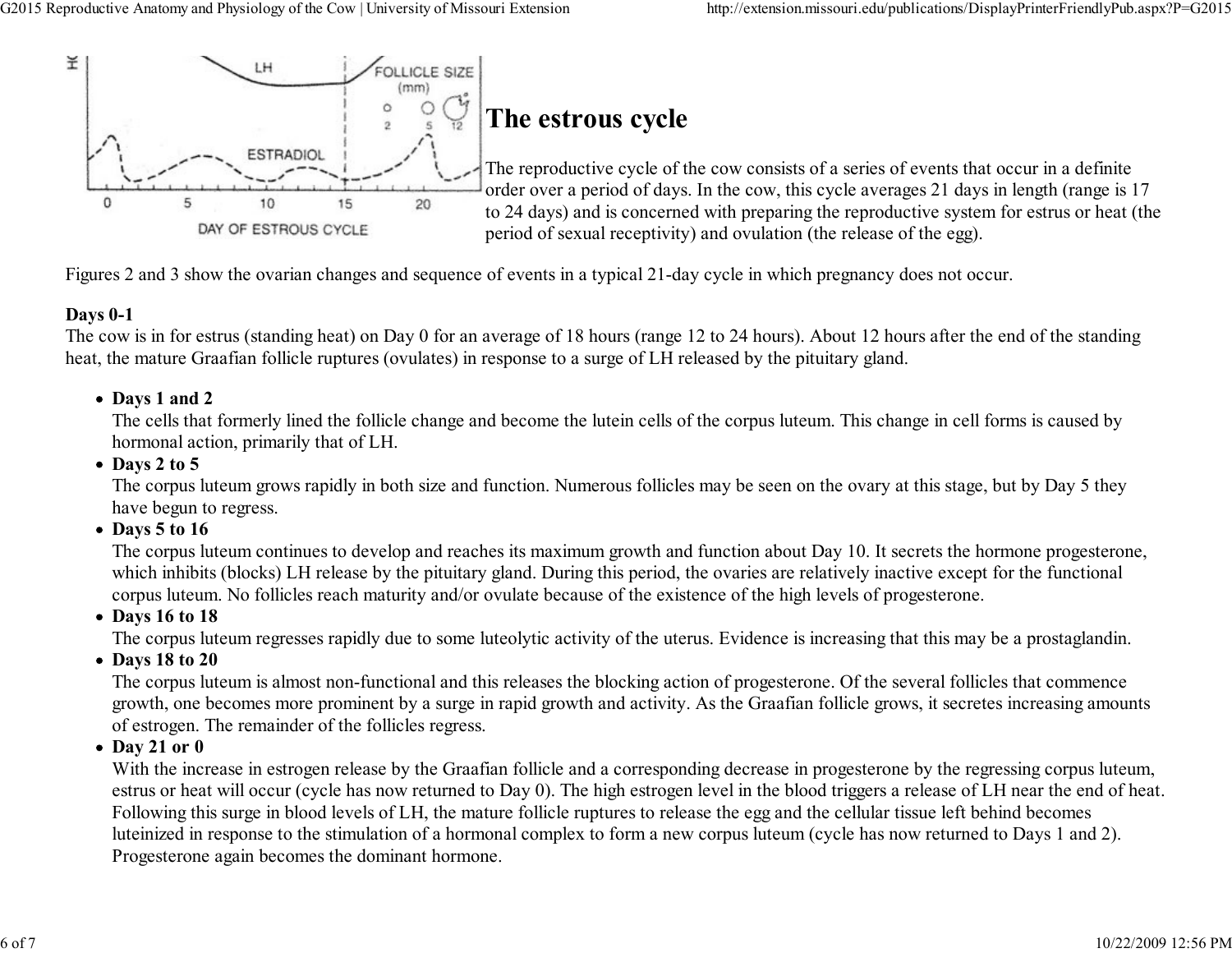HO

LH

FOLLICLE SIZE
(mm)

2 5 12

ESTRADIOL

0 5 10 15 20

DAY OF ESTROUS CYCLE

## The estrous cycle

The reproductive cycle of the cow consists of a series of events that occur in a definite order over a period of days. In the cow, this cycle averages 21 days in length (range is 17 to 24 days) and is concerned with preparing the reproductive system for estrus or heat (the period of sexual receptivity) and ovulation (the release of the egg).

Figures 2 and 3 show the ovarian changes and sequence of events in a typical 21-day cycle in which pregnancy does not occur.

**Days 0-1**
The cow is in for estrus (standing heat) on Day 0 for an average of 18 hours (range 12 to 24 hours). About 12 hours after the end of the standing heat, the mature Graafian follicle ruptures (ovulates) in response to a surge of LH released by the pituitary gland.

- **Days 1 and 2**
  The cells that formerly lined the follicle change and become the lutein cells of the corpus luteum. This change in cell forms is caused by hormonal action, primarily that of LH.
- **Days 2 to 5**
  The corpus luteum grows rapidly in both size and function. Numerous follicles may be seen on the ovary at this stage, but by Day 5 they have begun to regress.
- **Days 5 to 16**
  The corpus luteum continues to develop and reaches its maximum growth and function about Day 10. It secrets the hormone progesterone, which inhibits (blocks) LH release by the pituitary gland. During this period, the ovaries are relatively inactive except for the functional corpus luteum. No follicles reach maturity and/or ovulate because of the existence of the high levels of progesterone.
- **Days 16 to 18**
  The corpus luteum regresses rapidly due to some luteolytic activity of the uterus. Evidence is increasing that this may be a prostaglandin.
- **Days 18 to 20**
  The corpus luteum is almost non-functional and this releases the blocking action of progesterone. Of the several follicles that commence growth, one becomes more prominent by a surge in rapid growth and activity. As the Graafian follicle grows, it secretes increasing amounts of estrogen. The remainder of the follicles regress.
- **Day 21 or 0**
  With the increase in estrogen release by the Graafian follicle and a corresponding decrease in progesterone by the regressing corpus luteum, estrus or heat will occur (cycle has now returned to Day 0). The high estrogen level in the blood triggers a release of LH near the end of heat. Following this surge in blood levels of LH, the mature follicle ruptures to release the egg and the cellular tissue left behind becomes luteinized in response to the stimulation of a hormonal complex to form a new corpus luteum (cycle has now returned to Days 1 and 2). Progesterone again becomes the dominant hormone.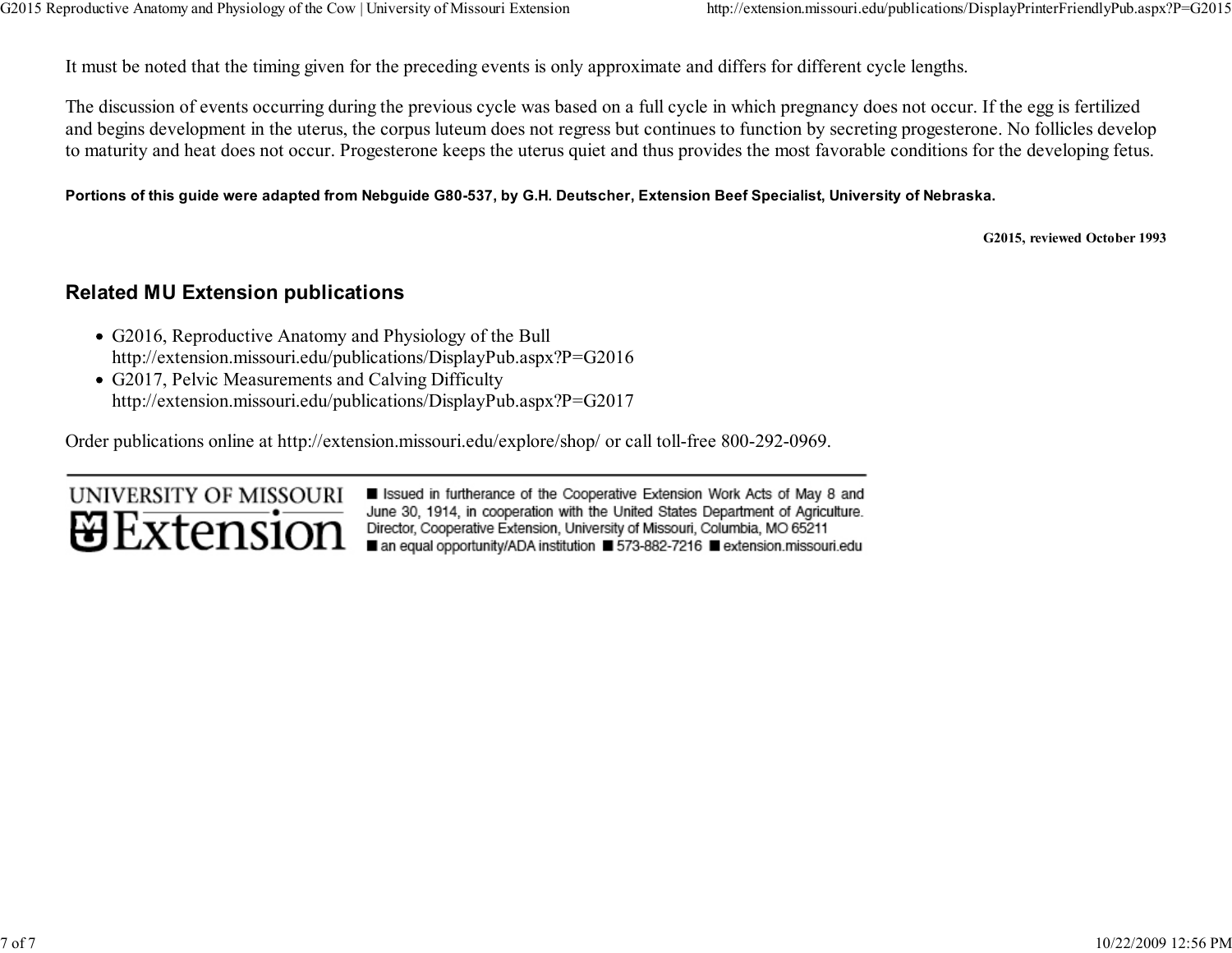It must be noted that the timing given for the preceding events is only approximate and differs for different cycle lengths.

The discussion of events occurring during the previous cycle was based on a full cycle in which pregnancy does not occur. If the egg is fertilized and begins development in the uterus, the corpus luteum does not regress but continues to function by secreting progesterone. No follicles develop to maturity and heat does not occur. Progesterone keeps the uterus quiet and thus provides the most favorable conditions for the developing fetus.

**Portions of this guide were adapted from Nebguide G80-537, by G.H. Deutscher, Extension Beef Specialist, University of Nebraska.**

**G2015, reviewed October 1993**

## Related MU Extension publications

- G2016, Reproductive Anatomy and Physiology of the Bull
  http://extension.missouri.edu/publications/DisplayPub.aspx?P=G2016
- G2017, Pelvic Measurements and Calving Difficulty
  http://extension.missouri.edu/publications/DisplayPub.aspx?P=G2017

Order publications online at http://extension.missouri.edu/explore/shop/ or call toll-free 800-292-0969.

UNIVERSITY OF MISSOURI Extension

■ Issued in furtherance of the Cooperative Extension Work Acts of May 8 and June 30, 1914, in cooperation with the United States Department of Agriculture. Director, Cooperative Extension, University of Missouri, Columbia, MO 65211
■ an equal opportunity/ADA institution ■ 573-882-7216 ■ extension.missouri.edu